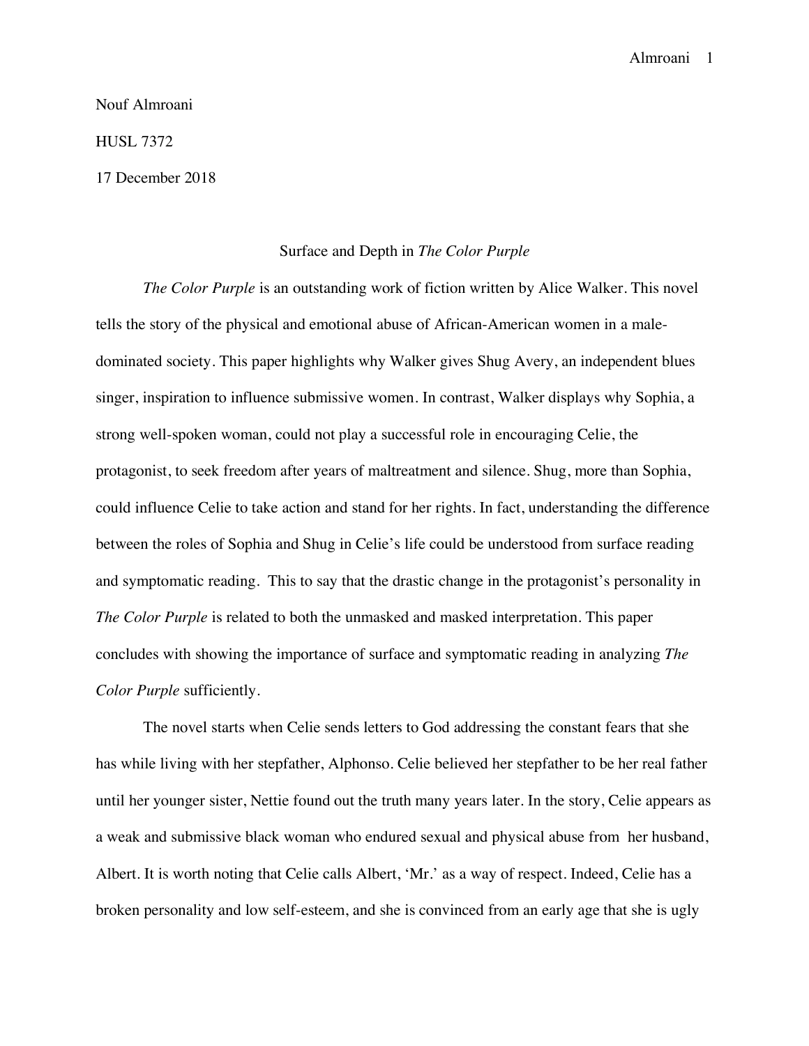Nouf Almroani

HUSL 7372

17 December 2018

# Surface and Depth in *The Color Purple*

*The Color Purple* is an outstanding work of fiction written by Alice Walker. This novel tells the story of the physical and emotional abuse of African-American women in a male-dominated society. This paper highlights why Walker gives Shug Avery, an independent blues singer, inspiration to influence submissive women. In contrast, Walker displays why Sophia, a strong well-spoken woman, could not play a successful role in encouraging Celie, the protagonist, to seek freedom after years of maltreatment and silence. Shug, more than Sophia, could influence Celie to take action and stand for her rights. In fact, understanding the difference between the roles of Sophia and Shug in Celie's life could be understood from surface reading and symptomatic reading. This to say that the drastic change in the protagonist's personality in *The Color Purple* is related to both the unmasked and masked interpretation. This paper concludes with showing the importance of surface and symptomatic reading in analyzing *The Color Purple* sufficiently.

The novel starts when Celie sends letters to God addressing the constant fears that she has while living with her stepfather, Alphonso. Celie believed her stepfather to be her real father until her younger sister, Nettie found out the truth many years later. In the story, Celie appears as a weak and submissive black woman who endured sexual and physical abuse from her husband, Albert. It is worth noting that Celie calls Albert, 'Mr.' as a way of respect. Indeed, Celie has a broken personality and low self-esteem, and she is convinced from an early age that she is ugly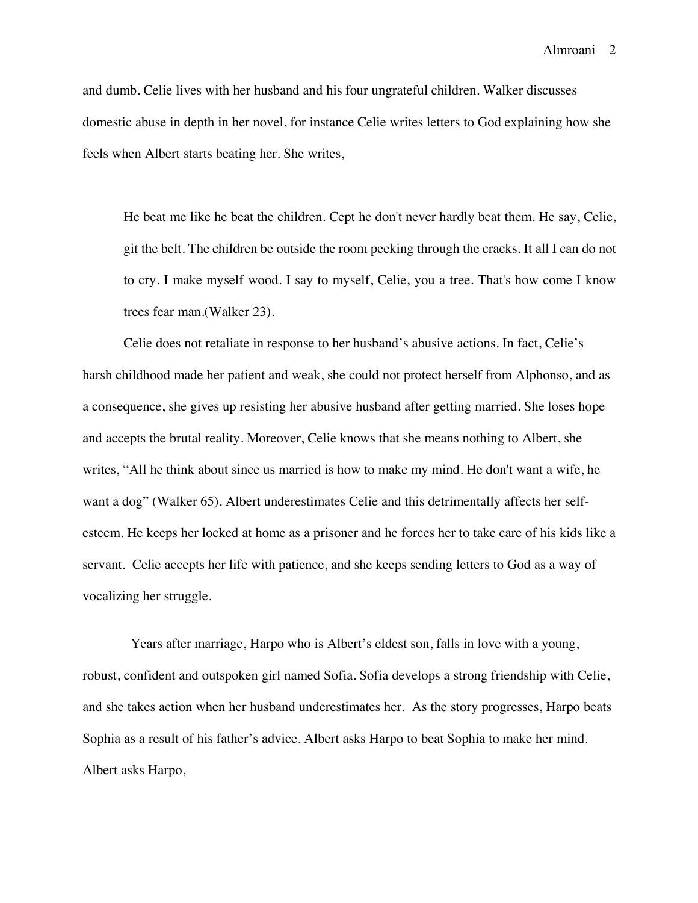and dumb. Celie lives with her husband and his four ungrateful children. Walker discusses domestic abuse in depth in her novel, for instance Celie writes letters to God explaining how she feels when Albert starts beating her. She writes,

> He beat me like he beat the children. Cept he don't never hardly beat them. He say, Celie, git the belt. The children be outside the room peeking through the cracks. It all I can do not to cry. I make myself wood. I say to myself, Celie, you a tree. That's how come I know trees fear man.(Walker 23).

Celie does not retaliate in response to her husband's abusive actions. In fact, Celie's harsh childhood made her patient and weak, she could not protect herself from Alphonso, and as a consequence, she gives up resisting her abusive husband after getting married. She loses hope and accepts the brutal reality. Moreover, Celie knows that she means nothing to Albert, she writes, "All he think about since us married is how to make my mind. He don't want a wife, he want a dog" (Walker 65). Albert underestimates Celie and this detrimentally affects her self-esteem. He keeps her locked at home as a prisoner and he forces her to take care of his kids like a servant. Celie accepts her life with patience, and she keeps sending letters to God as a way of vocalizing her struggle.

Years after marriage, Harpo who is Albert's eldest son, falls in love with a young, robust, confident and outspoken girl named Sofia. Sofia develops a strong friendship with Celie, and she takes action when her husband underestimates her. As the story progresses, Harpo beats Sophia as a result of his father's advice. Albert asks Harpo to beat Sophia to make her mind. Albert asks Harpo,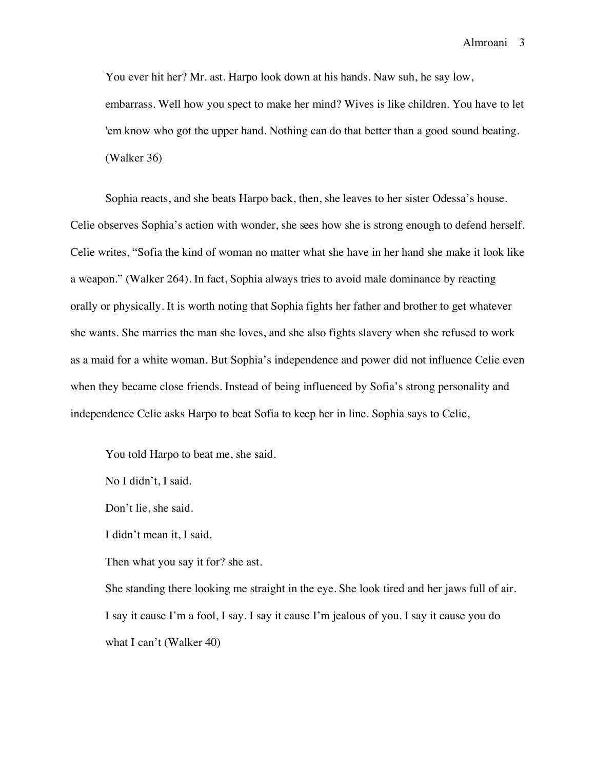> You ever hit her? Mr. ast. Harpo look down at his hands. Naw suh, he say low, embarrass. Well how you spect to make her mind? Wives is like children. You have to let 'em know who got the upper hand. Nothing can do that better than a good sound beating. (Walker 36)

Sophia reacts, and she beats Harpo back, then, she leaves to her sister Odessa's house. Celie observes Sophia's action with wonder, she sees how she is strong enough to defend herself. Celie writes, "Sofia the kind of woman no matter what she have in her hand she make it look like a weapon." (Walker 264). In fact, Sophia always tries to avoid male dominance by reacting orally or physically. It is worth noting that Sophia fights her father and brother to get whatever she wants. She marries the man she loves, and she also fights slavery when she refused to work as a maid for a white woman. But Sophia's independence and power did not influence Celie even when they became close friends. Instead of being influenced by Sofia's strong personality and independence Celie asks Harpo to beat Sofia to keep her in line. Sophia says to Celie,

> You told Harpo to beat me, she said.
>
> No I didn't, I said.
>
> Don't lie, she said.
>
> I didn't mean it, I said.
>
> Then what you say it for? she ast.
>
> She standing there looking me straight in the eye. She look tired and her jaws full of air. I say it cause I'm a fool, I say. I say it cause I'm jealous of you. I say it cause you do what I can't (Walker 40)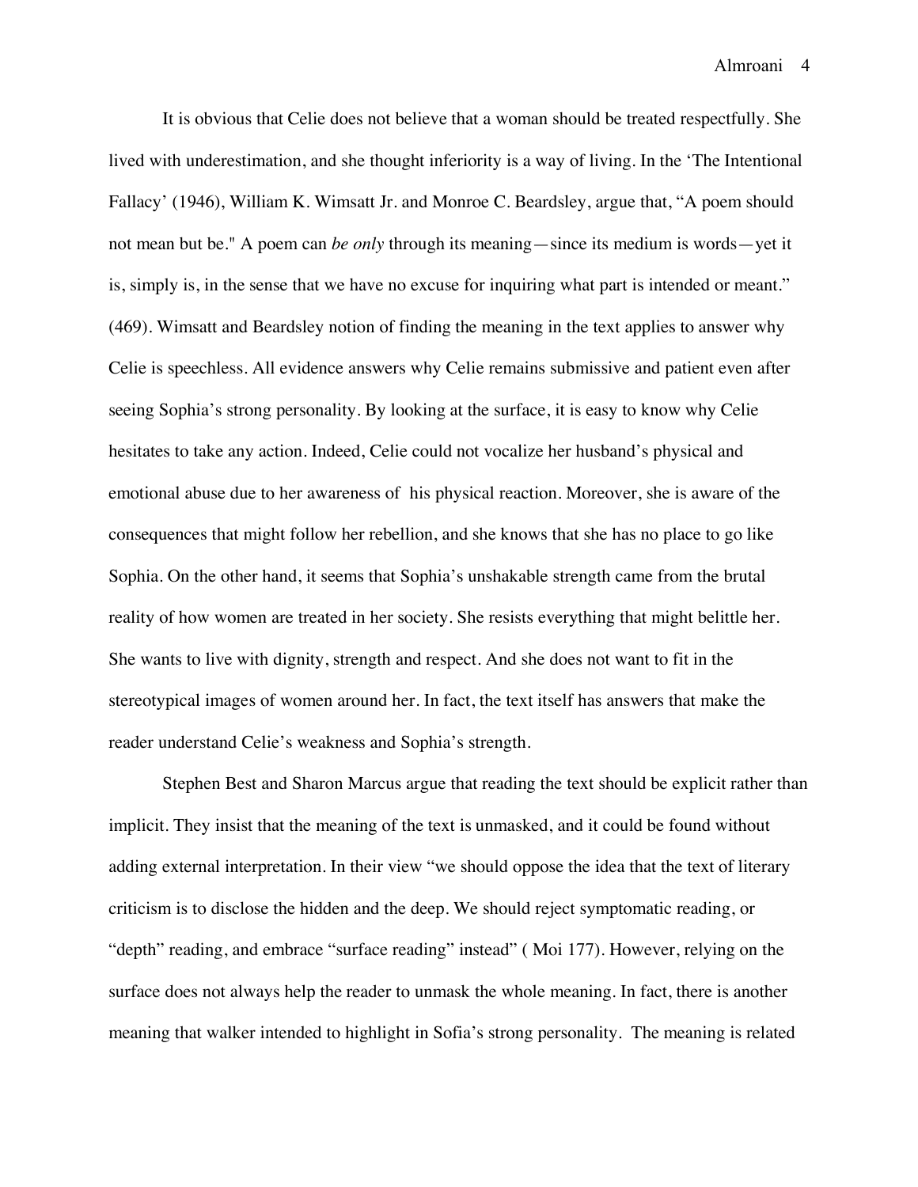It is obvious that Celie does not believe that a woman should be treated respectfully. She lived with underestimation, and she thought inferiority is a way of living. In the 'The Intentional Fallacy' (1946), William K. Wimsatt Jr. and Monroe C. Beardsley, argue that, "A poem should not mean but be." A poem can *be only* through its meaning—since its medium is words—yet it is, simply is, in the sense that we have no excuse for inquiring what part is intended or meant." (469). Wimsatt and Beardsley notion of finding the meaning in the text applies to answer why Celie is speechless. All evidence answers why Celie remains submissive and patient even after seeing Sophia's strong personality. By looking at the surface, it is easy to know why Celie hesitates to take any action. Indeed, Celie could not vocalize her husband's physical and emotional abuse due to her awareness of his physical reaction. Moreover, she is aware of the consequences that might follow her rebellion, and she knows that she has no place to go like Sophia. On the other hand, it seems that Sophia's unshakable strength came from the brutal reality of how women are treated in her society. She resists everything that might belittle her. She wants to live with dignity, strength and respect. And she does not want to fit in the stereotypical images of women around her. In fact, the text itself has answers that make the reader understand Celie's weakness and Sophia's strength.

Stephen Best and Sharon Marcus argue that reading the text should be explicit rather than implicit. They insist that the meaning of the text is unmasked, and it could be found without adding external interpretation. In their view "we should oppose the idea that the text of literary criticism is to disclose the hidden and the deep. We should reject symptomatic reading, or "depth" reading, and embrace "surface reading" instead" ( Moi 177). However, relying on the surface does not always help the reader to unmask the whole meaning. In fact, there is another meaning that walker intended to highlight in Sofia's strong personality. The meaning is related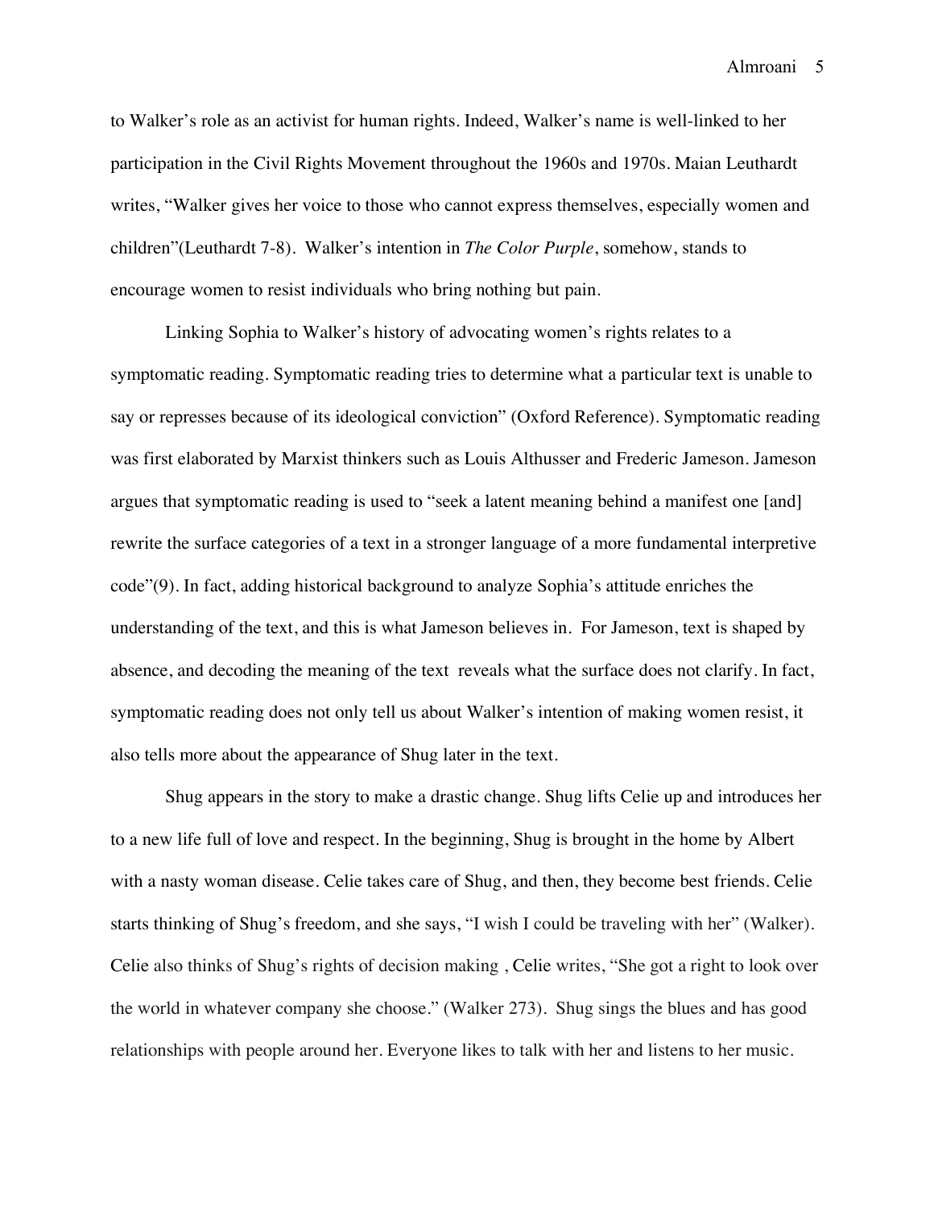to Walker's role as an activist for human rights. Indeed, Walker's name is well-linked to her participation in the Civil Rights Movement throughout the 1960s and 1970s. Maian Leuthardt writes, "Walker gives her voice to those who cannot express themselves, especially women and children"(Leuthardt 7-8). Walker's intention in *The Color Purple*, somehow, stands to encourage women to resist individuals who bring nothing but pain.

Linking Sophia to Walker's history of advocating women's rights relates to a symptomatic reading. Symptomatic reading tries to determine what a particular text is unable to say or represses because of its ideological conviction" (Oxford Reference). Symptomatic reading was first elaborated by Marxist thinkers such as Louis Althusser and Frederic Jameson. Jameson argues that symptomatic reading is used to "seek a latent meaning behind a manifest one [and] rewrite the surface categories of a text in a stronger language of a more fundamental interpretive code"(9). In fact, adding historical background to analyze Sophia's attitude enriches the understanding of the text, and this is what Jameson believes in. For Jameson, text is shaped by absence, and decoding the meaning of the text reveals what the surface does not clarify. In fact, symptomatic reading does not only tell us about Walker's intention of making women resist, it also tells more about the appearance of Shug later in the text.

Shug appears in the story to make a drastic change. Shug lifts Celie up and introduces her to a new life full of love and respect. In the beginning, Shug is brought in the home by Albert with a nasty woman disease. Celie takes care of Shug, and then, they become best friends. Celie starts thinking of Shug's freedom, and she says, "I wish I could be traveling with her" (Walker). Celie also thinks of Shug's rights of decision making , Celie writes, "She got a right to look over the world in whatever company she choose." (Walker 273). Shug sings the blues and has good relationships with people around her. Everyone likes to talk with her and listens to her music.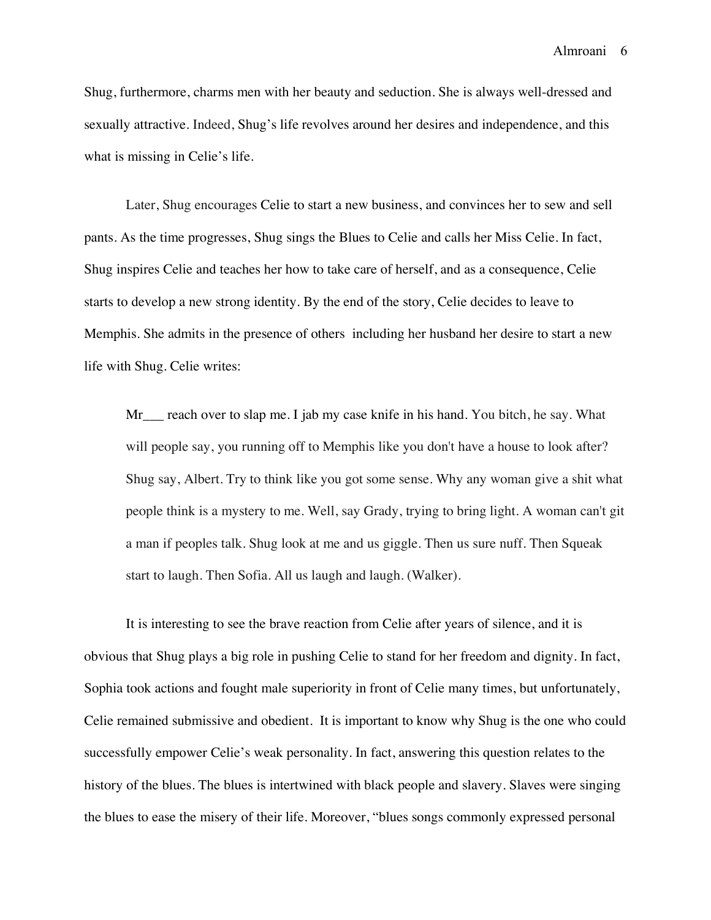Shug, furthermore, charms men with her beauty and seduction. She is always well-dressed and sexually attractive. Indeed, Shug's life revolves around her desires and independence, and this what is missing in Celie's life.

Later, Shug encourages Celie to start a new business, and convinces her to sew and sell pants. As the time progresses, Shug sings the Blues to Celie and calls her Miss Celie. In fact, Shug inspires Celie and teaches her how to take care of herself, and as a consequence, Celie starts to develop a new strong identity. By the end of the story, Celie decides to leave to Memphis. She admits in the presence of others including her husband her desire to start a new life with Shug. Celie writes:

> Mr___ reach over to slap me. I jab my case knife in his hand. You bitch, he say. What will people say, you running off to Memphis like you don't have a house to look after? Shug say, Albert. Try to think like you got some sense. Why any woman give a shit what people think is a mystery to me. Well, say Grady, trying to bring light. A woman can't git a man if peoples talk. Shug look at me and us giggle. Then us sure nuff. Then Squeak start to laugh. Then Sofia. All us laugh and laugh. (Walker).

It is interesting to see the brave reaction from Celie after years of silence, and it is obvious that Shug plays a big role in pushing Celie to stand for her freedom and dignity. In fact, Sophia took actions and fought male superiority in front of Celie many times, but unfortunately, Celie remained submissive and obedient. It is important to know why Shug is the one who could successfully empower Celie's weak personality. In fact, answering this question relates to the history of the blues. The blues is intertwined with black people and slavery. Slaves were singing the blues to ease the misery of their life. Moreover, "blues songs commonly expressed personal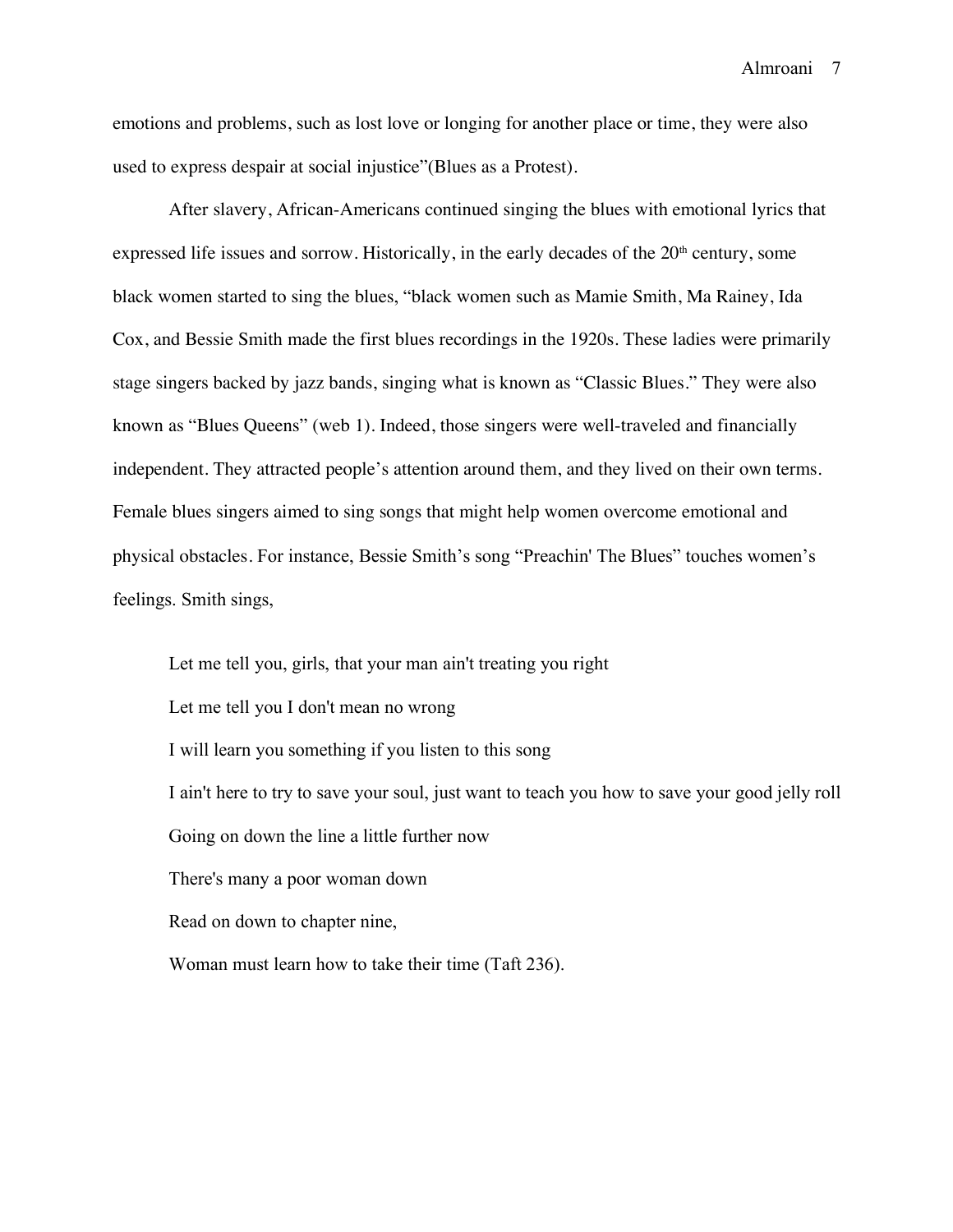emotions and problems, such as lost love or longing for another place or time, they were also used to express despair at social injustice"(Blues as a Protest).

After slavery, African-Americans continued singing the blues with emotional lyrics that expressed life issues and sorrow. Historically, in the early decades of the 20th century, some black women started to sing the blues, "black women such as Mamie Smith, Ma Rainey, Ida Cox, and Bessie Smith made the first blues recordings in the 1920s. These ladies were primarily stage singers backed by jazz bands, singing what is known as "Classic Blues." They were also known as "Blues Queens" (web 1). Indeed, those singers were well-traveled and financially independent. They attracted people's attention around them, and they lived on their own terms. Female blues singers aimed to sing songs that might help women overcome emotional and physical obstacles. For instance, Bessie Smith's song "Preachin' The Blues" touches women's feelings. Smith sings,

> Let me tell you, girls, that your man ain't treating you right
>
> Let me tell you I don't mean no wrong
>
> I will learn you something if you listen to this song
>
> I ain't here to try to save your soul, just want to teach you how to save your good jelly roll
>
> Going on down the line a little further now
>
> There's many a poor woman down
>
> Read on down to chapter nine,
>
> Woman must learn how to take their time (Taft 236).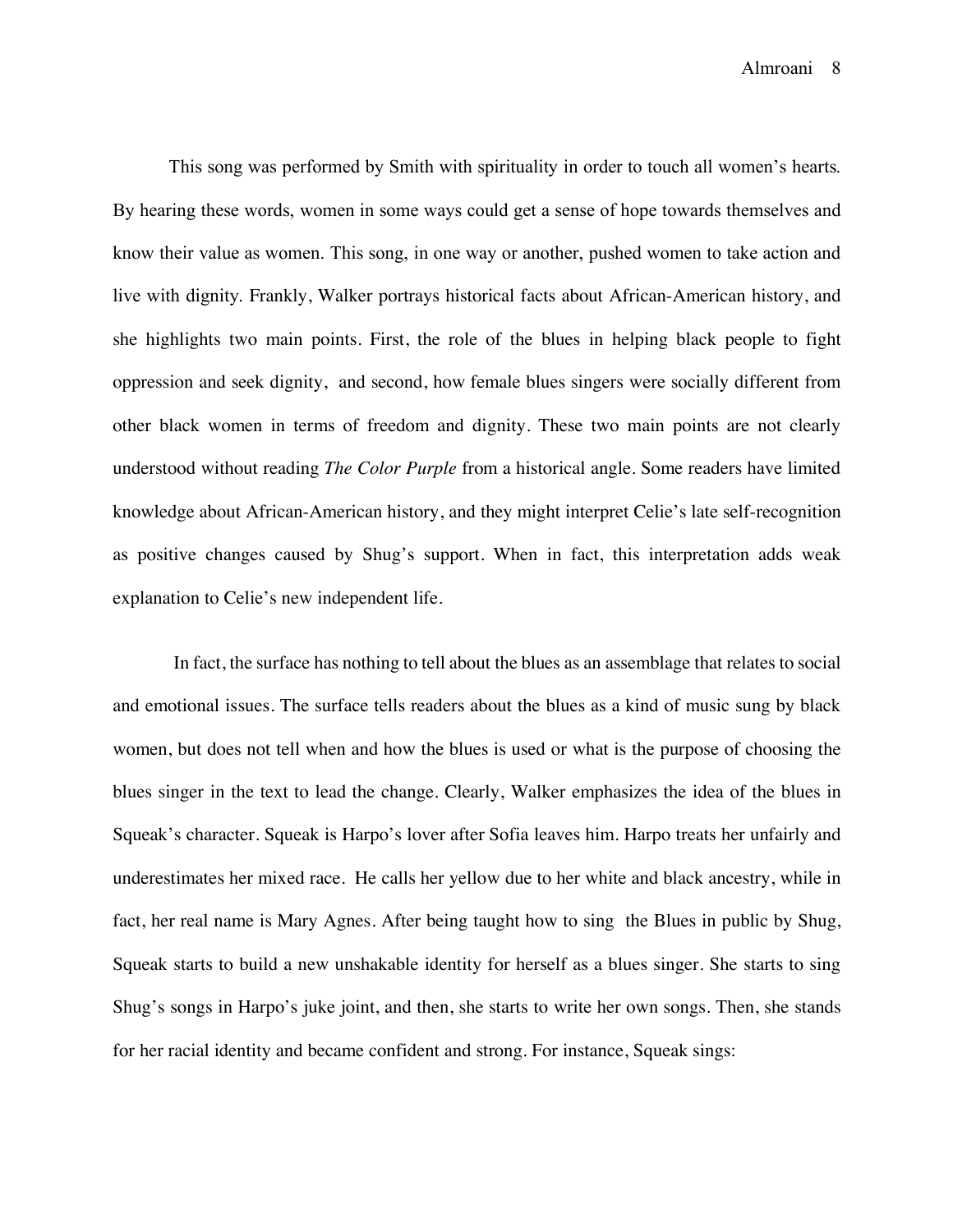This song was performed by Smith with spirituality in order to touch all women's hearts. By hearing these words, women in some ways could get a sense of hope towards themselves and know their value as women. This song, in one way or another, pushed women to take action and live with dignity. Frankly, Walker portrays historical facts about African-American history, and she highlights two main points. First, the role of the blues in helping black people to fight oppression and seek dignity, and second, how female blues singers were socially different from other black women in terms of freedom and dignity. These two main points are not clearly understood without reading *The Color Purple* from a historical angle. Some readers have limited knowledge about African-American history, and they might interpret Celie's late self-recognition as positive changes caused by Shug's support. When in fact, this interpretation adds weak explanation to Celie's new independent life.

In fact, the surface has nothing to tell about the blues as an assemblage that relates to social and emotional issues. The surface tells readers about the blues as a kind of music sung by black women, but does not tell when and how the blues is used or what is the purpose of choosing the blues singer in the text to lead the change. Clearly, Walker emphasizes the idea of the blues in Squeak's character. Squeak is Harpo's lover after Sofia leaves him. Harpo treats her unfairly and underestimates her mixed race. He calls her yellow due to her white and black ancestry, while in fact, her real name is Mary Agnes. After being taught how to sing the Blues in public by Shug, Squeak starts to build a new unshakable identity for herself as a blues singer. She starts to sing Shug's songs in Harpo's juke joint, and then, she starts to write her own songs. Then, she stands for her racial identity and became confident and strong. For instance, Squeak sings: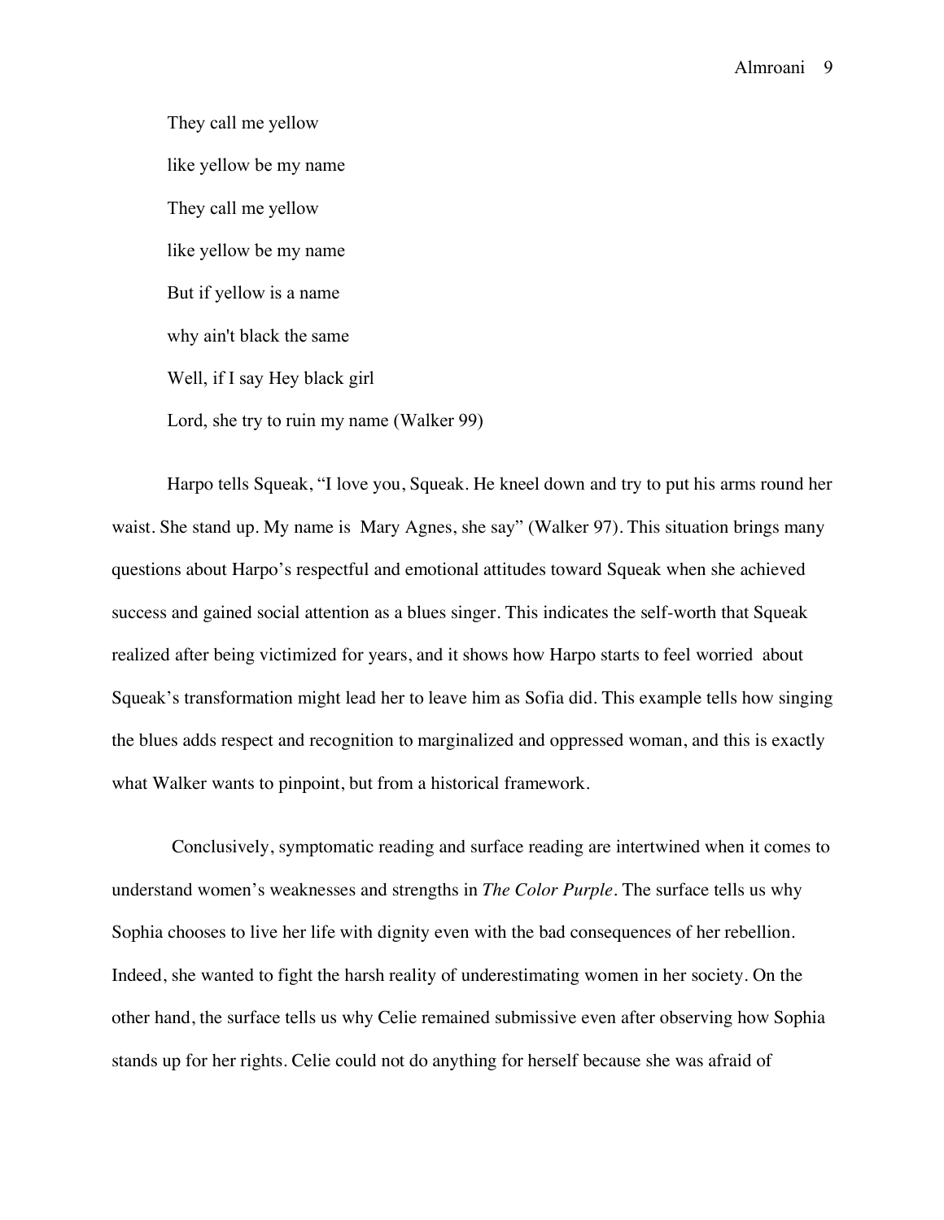They call me yellow

like yellow be my name

They call me yellow

like yellow be my name

But if yellow is a name

why ain't black the same

Well, if I say Hey black girl

Lord, she try to ruin my name (Walker 99)

Harpo tells Squeak, "I love you, Squeak. He kneel down and try to put his arms round her waist. She stand up. My name is Mary Agnes, she say" (Walker 97). This situation brings many questions about Harpo's respectful and emotional attitudes toward Squeak when she achieved success and gained social attention as a blues singer. This indicates the self-worth that Squeak realized after being victimized for years, and it shows how Harpo starts to feel worried about Squeak's transformation might lead her to leave him as Sofia did. This example tells how singing the blues adds respect and recognition to marginalized and oppressed woman, and this is exactly what Walker wants to pinpoint, but from a historical framework.

Conclusively, symptomatic reading and surface reading are intertwined when it comes to understand women's weaknesses and strengths in *The Color Purple*. The surface tells us why Sophia chooses to live her life with dignity even with the bad consequences of her rebellion. Indeed, she wanted to fight the harsh reality of underestimating women in her society. On the other hand, the surface tells us why Celie remained submissive even after observing how Sophia stands up for her rights. Celie could not do anything for herself because she was afraid of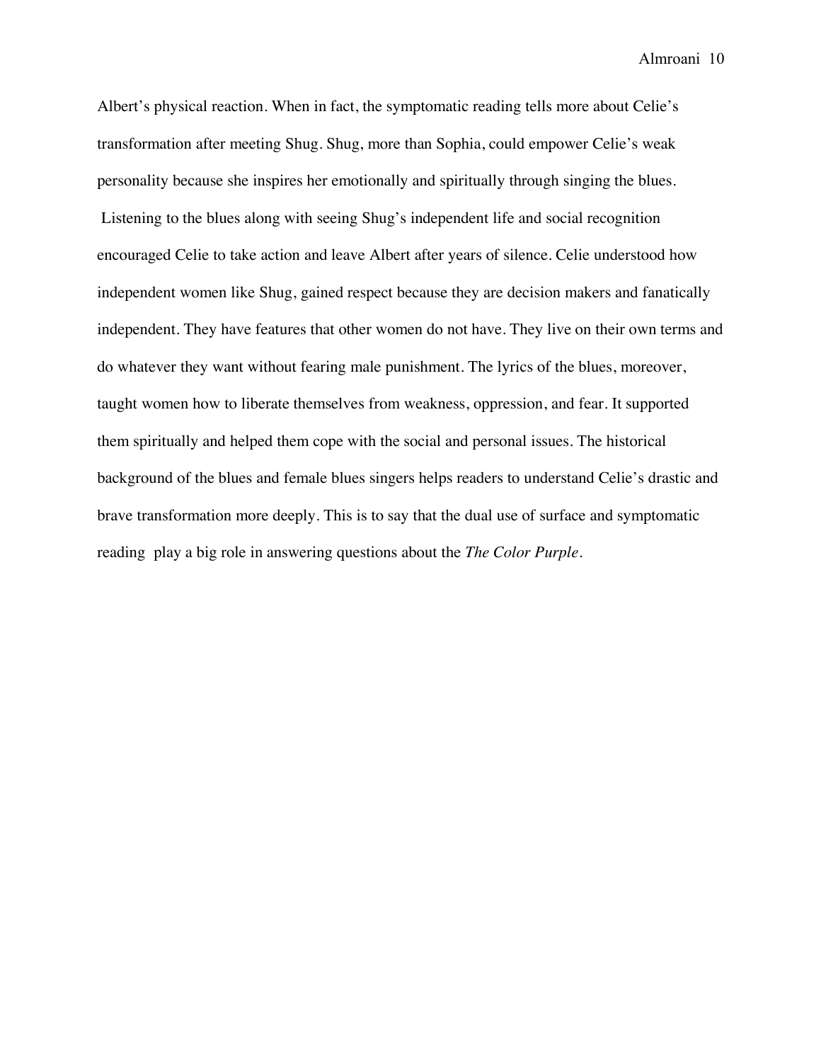Albert's physical reaction. When in fact, the symptomatic reading tells more about Celie's transformation after meeting Shug. Shug, more than Sophia, could empower Celie's weak personality because she inspires her emotionally and spiritually through singing the blues. Listening to the blues along with seeing Shug's independent life and social recognition encouraged Celie to take action and leave Albert after years of silence. Celie understood how independent women like Shug, gained respect because they are decision makers and fanatically independent. They have features that other women do not have. They live on their own terms and do whatever they want without fearing male punishment. The lyrics of the blues, moreover, taught women how to liberate themselves from weakness, oppression, and fear. It supported them spiritually and helped them cope with the social and personal issues. The historical background of the blues and female blues singers helps readers to understand Celie's drastic and brave transformation more deeply. This is to say that the dual use of surface and symptomatic reading play a big role in answering questions about the *The Color Purple*.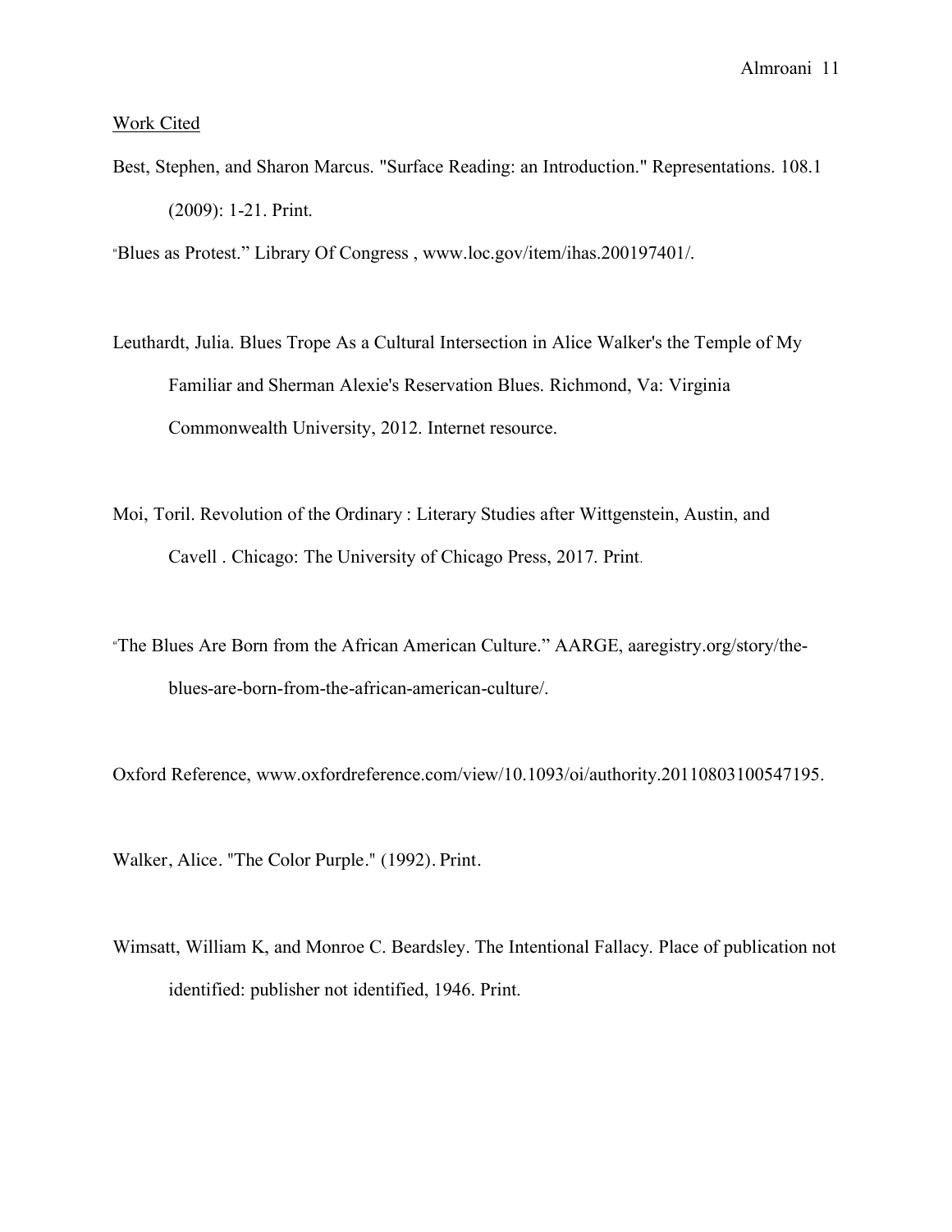Work Cited

Best, Stephen, and Sharon Marcus. "Surface Reading: an Introduction." Representations. 108.1 (2009): 1-21. Print.

"Blues as Protest." Library Of Congress , www.loc.gov/item/ihas.200197401/.

Leuthardt, Julia. Blues Trope As a Cultural Intersection in Alice Walker's the Temple of My Familiar and Sherman Alexie's Reservation Blues. Richmond, Va: Virginia Commonwealth University, 2012. Internet resource.

Moi, Toril. Revolution of the Ordinary : Literary Studies after Wittgenstein, Austin, and Cavell . Chicago: The University of Chicago Press, 2017. Print.

"The Blues Are Born from the African American Culture." AARGE, aaregistry.org/story/the-blues-are-born-from-the-african-american-culture/.

Oxford Reference, www.oxfordreference.com/view/10.1093/oi/authority.20110803100547195.

Walker, Alice. "The Color Purple." (1992). Print.

Wimsatt, William K, and Monroe C. Beardsley. The Intentional Fallacy. Place of publication not identified: publisher not identified, 1946. Print.